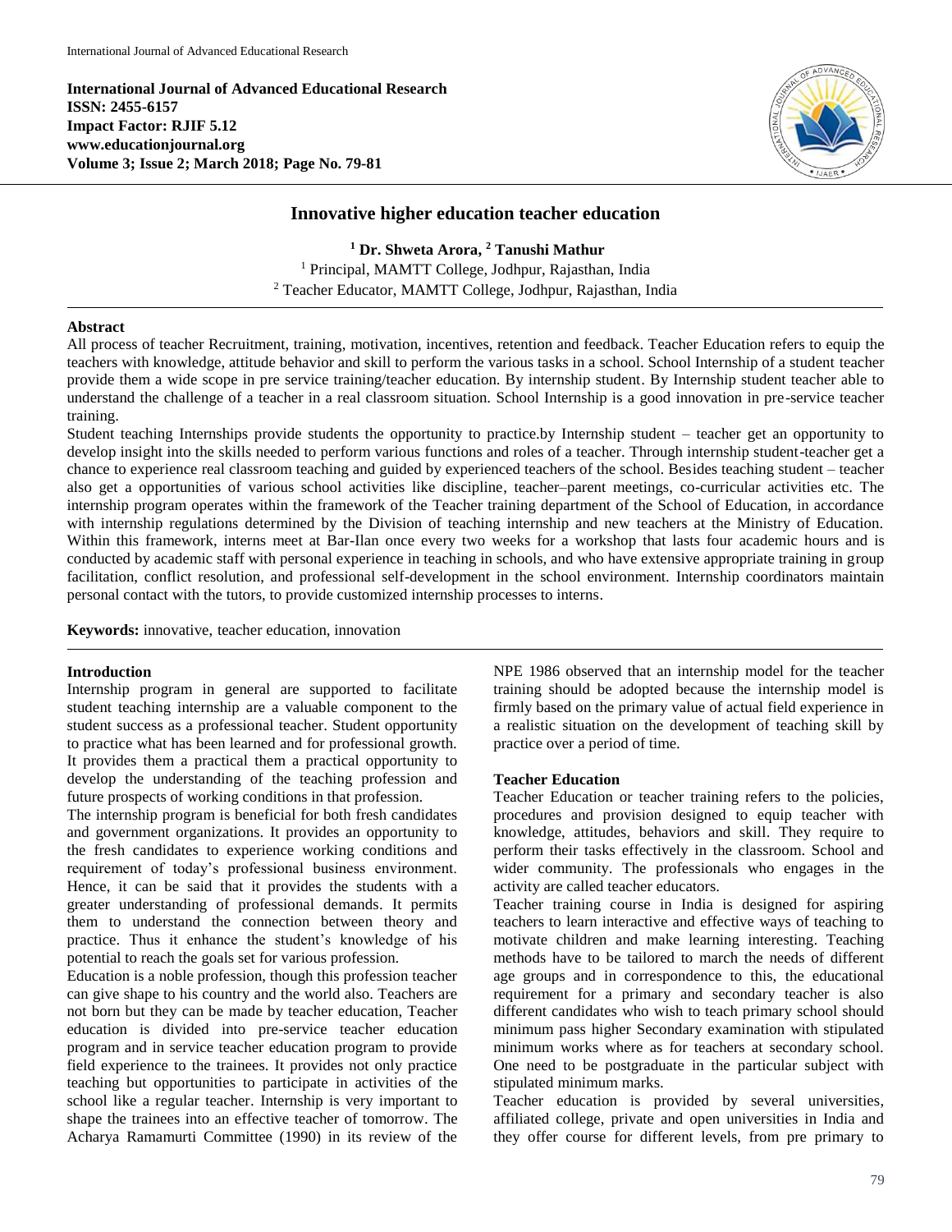# Innovative higher education teacher education

**[1] Dr. Shweta Arora, [2] Tanushi Mathur**

[1] Principal, MAMTT College, Jodhpur, Rajasthan, India
[2] Teacher Educator, MAMTT College, Jodhpur, Rajasthan, India

## Abstract

All process of teacher Recruitment, training, motivation, incentives, retention and feedback. Teacher Education refers to equip the teachers with knowledge, attitude behavior and skill to perform the various tasks in a school. School Internship of a student teacher provide them a wide scope in pre service training/teacher education. By internship student. By Internship student teacher able to understand the challenge of a teacher in a real classroom situation. School Internship is a good innovation in pre-service teacher training.

Student teaching Internships provide students the opportunity to practice.by Internship student – teacher get an opportunity to develop insight into the skills needed to perform various functions and roles of a teacher. Through internship student-teacher get a chance to experience real classroom teaching and guided by experienced teachers of the school. Besides teaching student – teacher also get a opportunities of various school activities like discipline, teacher–parent meetings, co-curricular activities etc. The internship program operates within the framework of the Teacher training department of the School of Education, in accordance with internship regulations determined by the Division of teaching internship and new teachers at the Ministry of Education. Within this framework, interns meet at Bar-Ilan once every two weeks for a workshop that lasts four academic hours and is conducted by academic staff with personal experience in teaching in schools, and who have extensive appropriate training in group facilitation, conflict resolution, and professional self-development in the school environment. Internship coordinators maintain personal contact with the tutors, to provide customized internship processes to interns.

**Keywords:** innovative, teacher education, innovation

## Introduction

Internship program in general are supported to facilitate student teaching internship are a valuable component to the student success as a professional teacher. Student opportunity to practice what has been learned and for professional growth. It provides them a practical them a practical opportunity to develop the understanding of the teaching profession and future prospects of working conditions in that profession.

The internship program is beneficial for both fresh candidates and government organizations. It provides an opportunity to the fresh candidates to experience working conditions and requirement of today's professional business environment. Hence, it can be said that it provides the students with a greater understanding of professional demands. It permits them to understand the connection between theory and practice. Thus it enhance the student's knowledge of his potential to reach the goals set for various profession.

Education is a noble profession, though this profession teacher can give shape to his country and the world also. Teachers are not born but they can be made by teacher education, Teacher education is divided into pre-service teacher education program and in service teacher education program to provide field experience to the trainees. It provides not only practice teaching but opportunities to participate in activities of the school like a regular teacher. Internship is very important to shape the trainees into an effective teacher of tomorrow. The Acharya Ramamurti Committee (1990) in its review of the NPE 1986 observed that an internship model for the teacher training should be adopted because the internship model is firmly based on the primary value of actual field experience in a realistic situation on the development of teaching skill by practice over a period of time.

## Teacher Education

Teacher Education or teacher training refers to the policies, procedures and provision designed to equip teacher with knowledge, attitudes, behaviors and skill. They require to perform their tasks effectively in the classroom. School and wider community. The professionals who engages in the activity are called teacher educators.

Teacher training course in India is designed for aspiring teachers to learn interactive and effective ways of teaching to motivate children and make learning interesting. Teaching methods have to be tailored to march the needs of different age groups and in correspondence to this, the educational requirement for a primary and secondary teacher is also different candidates who wish to teach primary school should minimum pass higher Secondary examination with stipulated minimum works where as for teachers at secondary school. One need to be postgraduate in the particular subject with stipulated minimum marks.

Teacher education is provided by several universities, affiliated college, private and open universities in India and they offer course for different levels, from pre primary to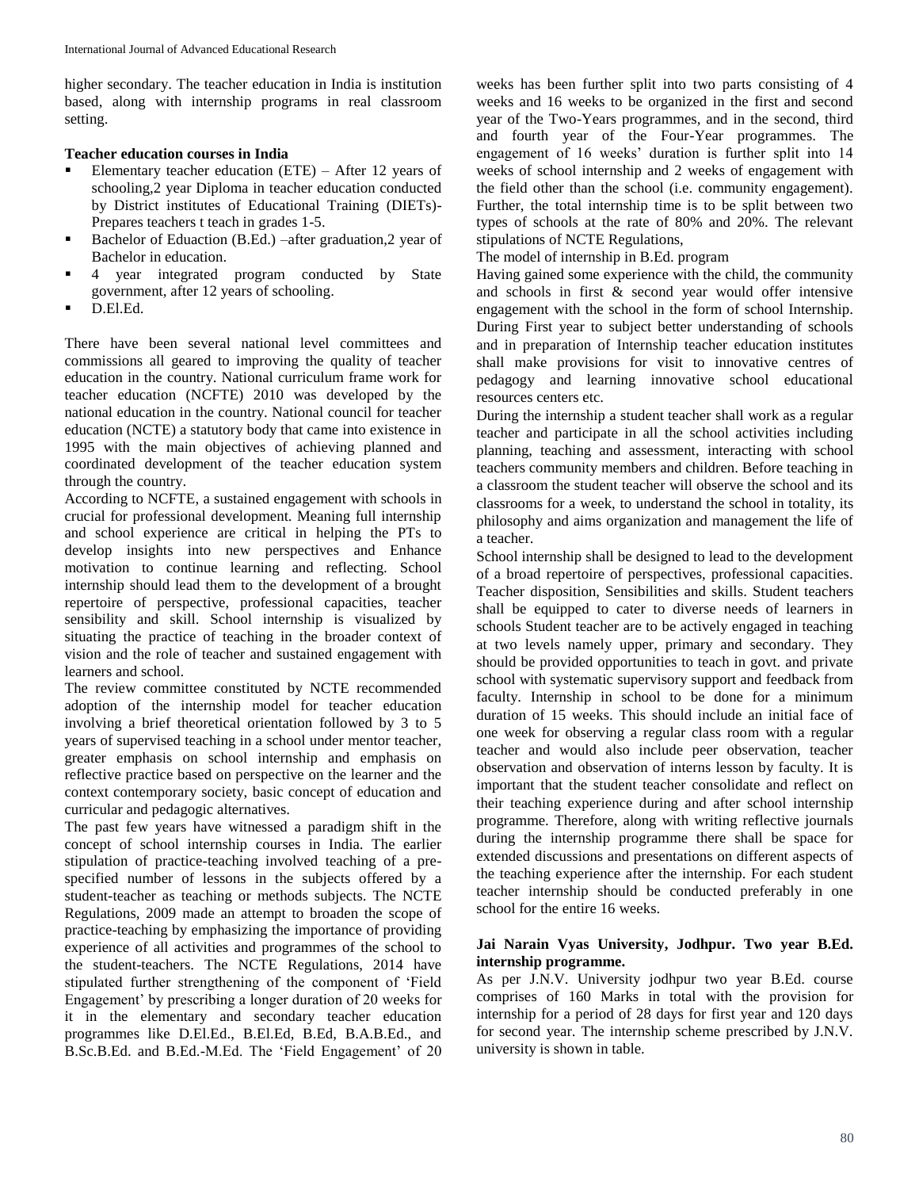higher secondary. The teacher education in India is institution based, along with internship programs in real classroom setting.

**Teacher education courses in India**

- Elementary teacher education (ETE) – After 12 years of schooling,2 year Diploma in teacher education conducted by District institutes of Educational Training (DIETs)- Prepares teachers t teach in grades 1-5.
- Bachelor of Eduaction (B.Ed.) –after graduation,2 year of Bachelor in education.
- 4 year integrated program conducted by State government, after 12 years of schooling.
- D.El.Ed.

There have been several national level committees and commissions all geared to improving the quality of teacher education in the country. National curriculum frame work for teacher education (NCFTE) 2010 was developed by the national education in the country. National council for teacher education (NCTE) a statutory body that came into existence in 1995 with the main objectives of achieving planned and coordinated development of the teacher education system through the country.

According to NCFTE, a sustained engagement with schools in crucial for professional development. Meaning full internship and school experience are critical in helping the PTs to develop insights into new perspectives and Enhance motivation to continue learning and reflecting. School internship should lead them to the development of a brought repertoire of perspective, professional capacities, teacher sensibility and skill. School internship is visualized by situating the practice of teaching in the broader context of vision and the role of teacher and sustained engagement with learners and school.

The review committee constituted by NCTE recommended adoption of the internship model for teacher education involving a brief theoretical orientation followed by 3 to 5 years of supervised teaching in a school under mentor teacher, greater emphasis on school internship and emphasis on reflective practice based on perspective on the learner and the context contemporary society, basic concept of education and curricular and pedagogic alternatives.

The past few years have witnessed a paradigm shift in the concept of school internship courses in India. The earlier stipulation of practice-teaching involved teaching of a pre-specified number of lessons in the subjects offered by a student-teacher as teaching or methods subjects. The NCTE Regulations, 2009 made an attempt to broaden the scope of practice-teaching by emphasizing the importance of providing experience of all activities and programmes of the school to the student-teachers. The NCTE Regulations, 2014 have stipulated further strengthening of the component of 'Field Engagement' by prescribing a longer duration of 20 weeks for it in the elementary and secondary teacher education programmes like D.El.Ed., B.El.Ed, B.Ed, B.A.B.Ed., and B.Sc.B.Ed. and B.Ed.-M.Ed. The 'Field Engagement' of 20 weeks has been further split into two parts consisting of 4 weeks and 16 weeks to be organized in the first and second year of the Two-Years programmes, and in the second, third and fourth year of the Four-Year programmes. The engagement of 16 weeks' duration is further split into 14 weeks of school internship and 2 weeks of engagement with the field other than the school (i.e. community engagement). Further, the total internship time is to be split between two types of schools at the rate of 80% and 20%. The relevant stipulations of NCTE Regulations,

The model of internship in B.Ed. program

Having gained some experience with the child, the community and schools in first & second year would offer intensive engagement with the school in the form of school Internship. During First year to subject better understanding of schools and in preparation of Internship teacher education institutes shall make provisions for visit to innovative centres of pedagogy and learning innovative school educational resources centers etc.

During the internship a student teacher shall work as a regular teacher and participate in all the school activities including planning, teaching and assessment, interacting with school teachers community members and children. Before teaching in a classroom the student teacher will observe the school and its classrooms for a week, to understand the school in totality, its philosophy and aims organization and management the life of a teacher.

School internship shall be designed to lead to the development of a broad repertoire of perspectives, professional capacities. Teacher disposition, Sensibilities and skills. Student teachers shall be equipped to cater to diverse needs of learners in schools Student teacher are to be actively engaged in teaching at two levels namely upper, primary and secondary. They should be provided opportunities to teach in govt. and private school with systematic supervisory support and feedback from faculty. Internship in school to be done for a minimum duration of 15 weeks. This should include an initial face of one week for observing a regular class room with a regular teacher and would also include peer observation, teacher observation and observation of interns lesson by faculty. It is important that the student teacher consolidate and reflect on their teaching experience during and after school internship programme. Therefore, along with writing reflective journals during the internship programme there shall be space for extended discussions and presentations on different aspects of the teaching experience after the internship. For each student teacher internship should be conducted preferably in one school for the entire 16 weeks.

**Jai Narain Vyas University, Jodhpur. Two year B.Ed. internship programme.**

As per J.N.V. University jodhpur two year B.Ed. course comprises of 160 Marks in total with the provision for internship for a period of 28 days for first year and 120 days for second year. The internship scheme prescribed by J.N.V. university is shown in table.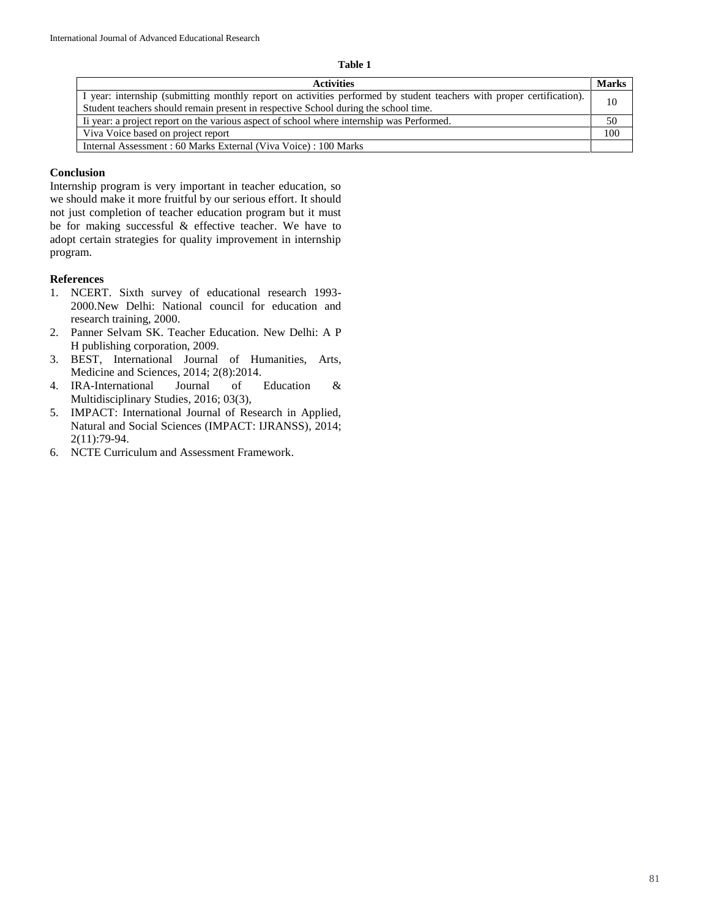**Table 1**

| Activities | Marks |
|---|---|
| I year: internship (submitting monthly report on activities performed by student teachers with proper certification). Student teachers should remain present in respective School during the school time. | 10 |
| Ii year: a project report on the various aspect of school where internship was Performed. | 50 |
| Viva Voice based on project report | 100 |
| Internal Assessment : 60 Marks External (Viva Voice) : 100 Marks | |

## Conclusion

Internship program is very important in teacher education, so we should make it more fruitful by our serious effort. It should not just completion of teacher education program but it must be for making successful & effective teacher. We have to adopt certain strategies for quality improvement in internship program.

## References

1. NCERT. Sixth survey of educational research 1993-2000.New Delhi: National council for education and research training, 2000.
2. Panner Selvam SK. Teacher Education. New Delhi: A P H publishing corporation, 2009.
3. BEST, International Journal of Humanities, Arts, Medicine and Sciences, 2014; 2(8):2014.
4. IRA-International Journal of Education & Multidisciplinary Studies, 2016; 03(3),
5. IMPACT: International Journal of Research in Applied, Natural and Social Sciences (IMPACT: IJRANSS), 2014; 2(11):79-94.
6. NCTE Curriculum and Assessment Framework.